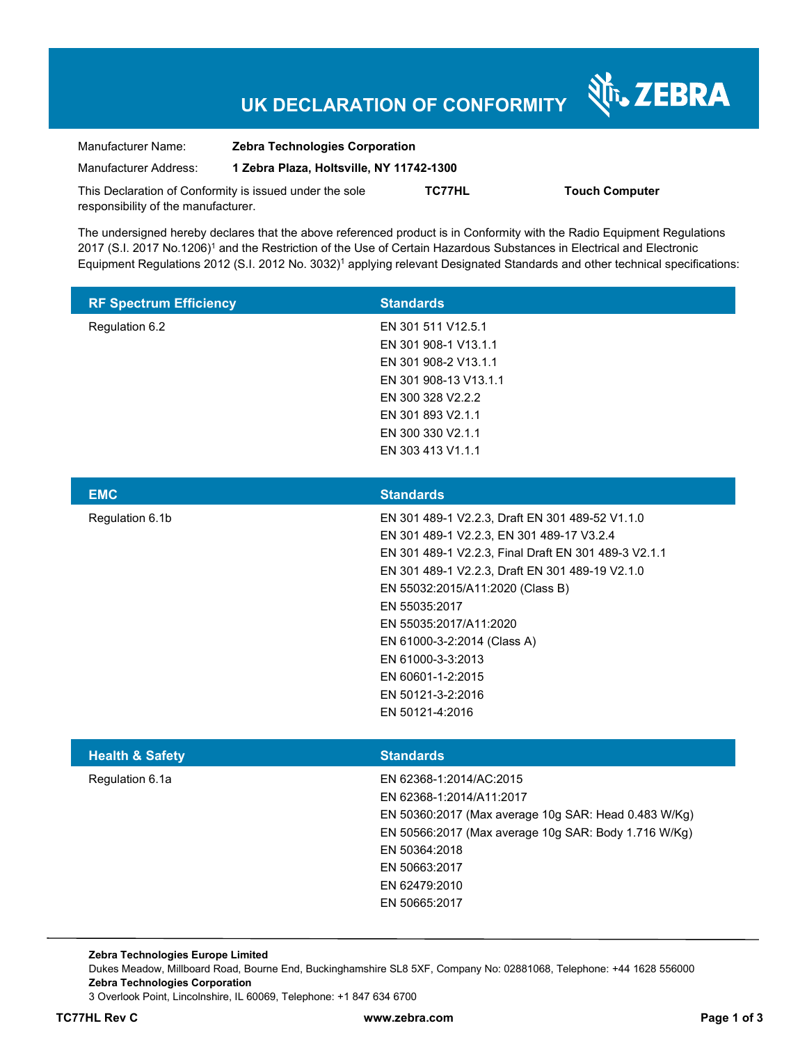# UK DECLARATION OF CONFORMITY

ZEBRA

| | |
|---|---|
| Manufacturer Name: | **Zebra Technologies Corporation** |
| Manufacturer Address: | **1 Zebra Plaza, Holtsville, NY 11742-1300** |

This Declaration of Conformity is issued under the sole responsibility of the manufacturer. **TC77HL** **Touch Computer**

The undersigned hereby declares that the above referenced product is in Conformity with the Radio Equipment Regulations 2017 (S.I. 2017 No.1206)[1] and the Restriction of the Use of Certain Hazardous Substances in Electrical and Electronic Equipment Regulations 2012 (S.I. 2012 No. 3032)[1] applying relevant Designated Standards and other technical specifications:

| RF Spectrum Efficiency | Standards |
|---|---|
| Regulation 6.2 | EN 301 511 V12.5.1<br>EN 301 908-1 V13.1.1<br>EN 301 908-2 V13.1.1<br>EN 301 908-13 V13.1.1<br>EN 300 328 V2.2.2<br>EN 301 893 V2.1.1<br>EN 300 330 V2.1.1<br>EN 303 413 V1.1.1 |

| EMC | Standards |
|---|---|
| Regulation 6.1b | EN 301 489-1 V2.2.3, Draft EN 301 489-52 V1.1.0<br>EN 301 489-1 V2.2.3, EN 301 489-17 V3.2.4<br>EN 301 489-1 V2.2.3, Final Draft EN 301 489-3 V2.1.1<br>EN 301 489-1 V2.2.3, Draft EN 301 489-19 V2.1.0<br>EN 55032:2015/A11:2020 (Class B)<br>EN 55035:2017<br>EN 55035:2017/A11:2020<br>EN 61000-3-2:2014 (Class A)<br>EN 61000-3-3:2013<br>EN 60601-1-2:2015<br>EN 50121-3-2:2016<br>EN 50121-4:2016 |

| Health & Safety | Standards |
|---|---|
| Regulation 6.1a | EN 62368-1:2014/AC:2015<br>EN 62368-1:2014/A11:2017<br>EN 50360:2017 (Max average 10g SAR: Head 0.483 W/Kg)<br>EN 50566:2017 (Max average 10g SAR: Body 1.716 W/Kg)<br>EN 50364:2018<br>EN 50663:2017<br>EN 62479:2010<br>EN 50665:2017 |

**Zebra Technologies Europe Limited**
Dukes Meadow, Millboard Road, Bourne End, Buckinghamshire SL8 5XF, Company No: 02881068, Telephone: +44 1628 556000
**Zebra Technologies Corporation**
3 Overlook Point, Lincolnshire, IL 60069, Telephone: +1 847 634 6700

**TC77HL Rev C** **www.zebra.com**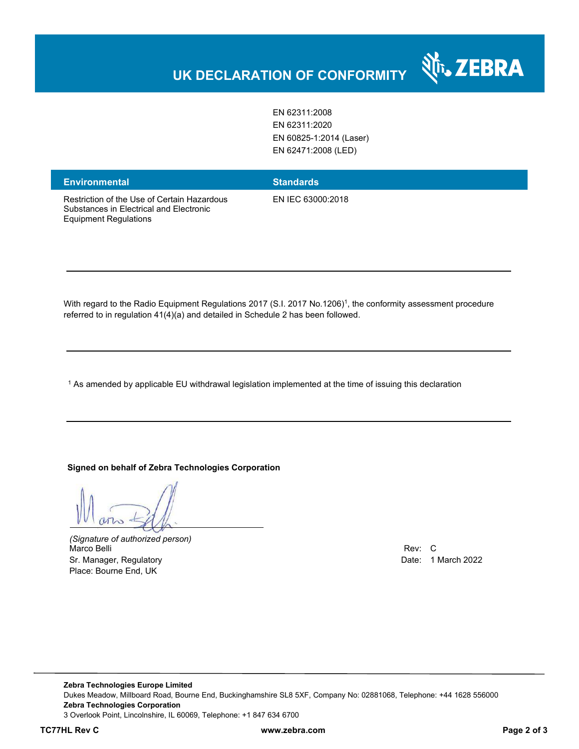# UK DECLARATION OF CONFORMITY

| | |
|---|---|
| | EN 62311:2008<br>EN 62311:2020<br>EN 60825-1:2014 (Laser)<br>EN 62471:2008 (LED) |

| Environmental | Standards |
|---|---|
| Restriction of the Use of Certain Hazardous Substances in Electrical and Electronic Equipment Regulations | EN IEC 63000:2018 |

---

With regard to the Radio Equipment Regulations 2017 (S.I. 2017 No.1206)[1], the conformity assessment procedure referred to in regulation 41(4)(a) and detailed in Schedule 2 has been followed.

---

[1] As amended by applicable EU withdrawal legislation implemented at the time of issuing this declaration

---

**Signed on behalf of Zebra Technologies Corporation**

*(Signature of authorized person)*
Marco Belli
Sr. Manager, Regulatory
Place: Bourne End, UK

Rev: C
Date: 1 March 2022

**Zebra Technologies Europe Limited**
Dukes Meadow, Millboard Road, Bourne End, Buckinghamshire SL8 5XF, Company No: 02881068, Telephone: +44 1628 556000
**Zebra Technologies Corporation**
3 Overlook Point, Lincolnshire, IL 60069, Telephone: +1 847 634 6700

**TC77HL Rev C** **www.zebra.com**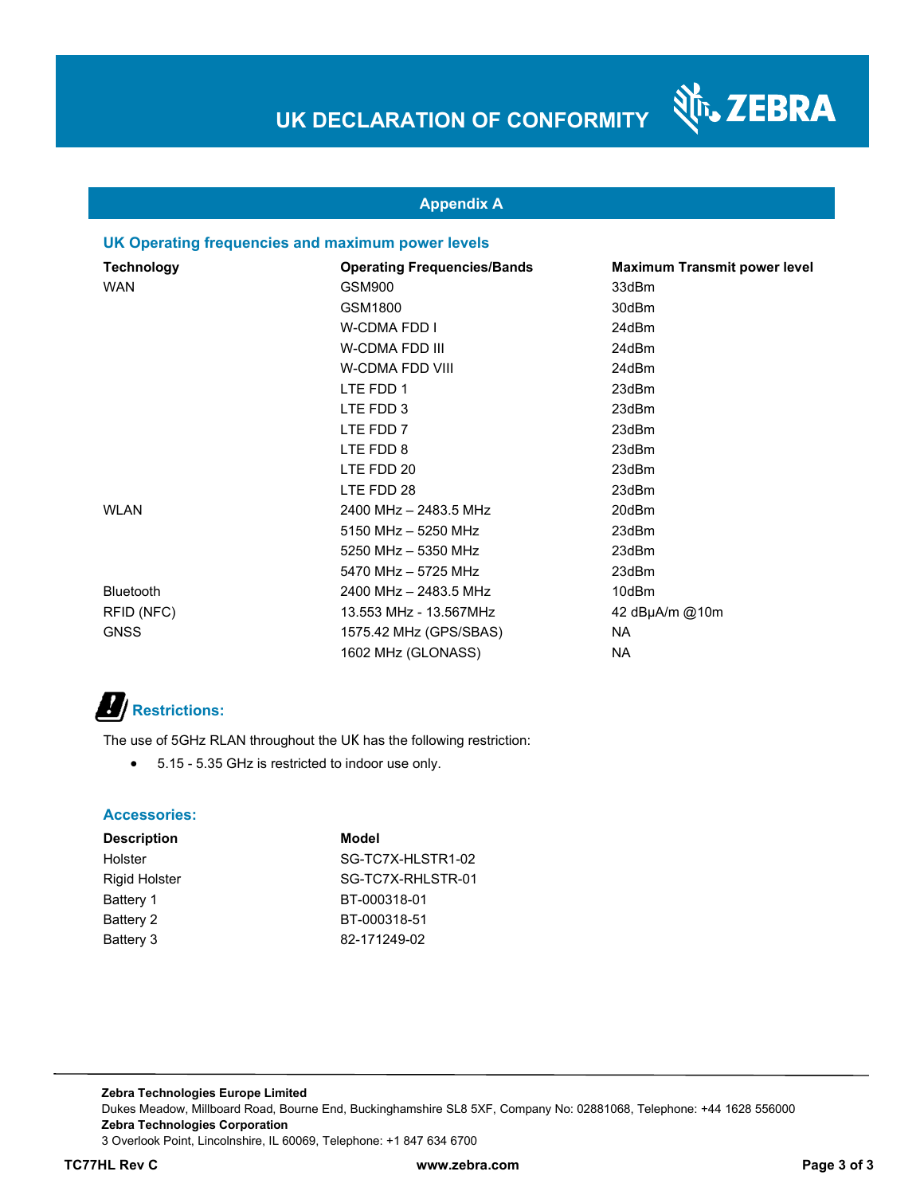# UK DECLARATION OF CONFORMITY

## Appendix A

### UK Operating frequencies and maximum power levels

| Technology | Operating Frequencies/Bands | Maximum Transmit power level |
|---|---|---|
| WAN | GSM900 | 33dBm |
| | GSM1800 | 30dBm |
| | W-CDMA FDD I | 24dBm |
| | W-CDMA FDD III | 24dBm |
| | W-CDMA FDD VIII | 24dBm |
| | LTE FDD 1 | 23dBm |
| | LTE FDD 3 | 23dBm |
| | LTE FDD 7 | 23dBm |
| | LTE FDD 8 | 23dBm |
| | LTE FDD 20 | 23dBm |
| | LTE FDD 28 | 23dBm |
| WLAN | 2400 MHz – 2483.5 MHz | 20dBm |
| | 5150 MHz – 5250 MHz | 23dBm |
| | 5250 MHz – 5350 MHz | 23dBm |
| | 5470 MHz – 5725 MHz | 23dBm |
| Bluetooth | 2400 MHz – 2483.5 MHz | 10dBm |
| RFID (NFC) | 13.553 MHz - 13.567MHz | 42 dBµA/m @10m |
| GNSS | 1575.42 MHz (GPS/SBAS) | NA |
| | 1602 MHz (GLONASS) | NA |

### Restrictions:

The use of 5GHz RLAN throughout the UK has the following restriction:

- 5.15 - 5.35 GHz is restricted to indoor use only.

### Accessories:

| Description | Model |
|---|---|
| Holster | SG-TC7X-HLSTR1-02 |
| Rigid Holster | SG-TC7X-RHLSTR-01 |
| Battery 1 | BT-000318-01 |
| Battery 2 | BT-000318-51 |
| Battery 3 | 82-171249-02 |

**Zebra Technologies Europe Limited**
Dukes Meadow, Millboard Road, Bourne End, Buckinghamshire SL8 5XF, Company No: 02881068, Telephone: +44 1628 556000
**Zebra Technologies Corporation**
3 Overlook Point, Lincolnshire, IL 60069, Telephone: +1 847 634 6700

**TC77HL Rev C** **www.zebra.com**